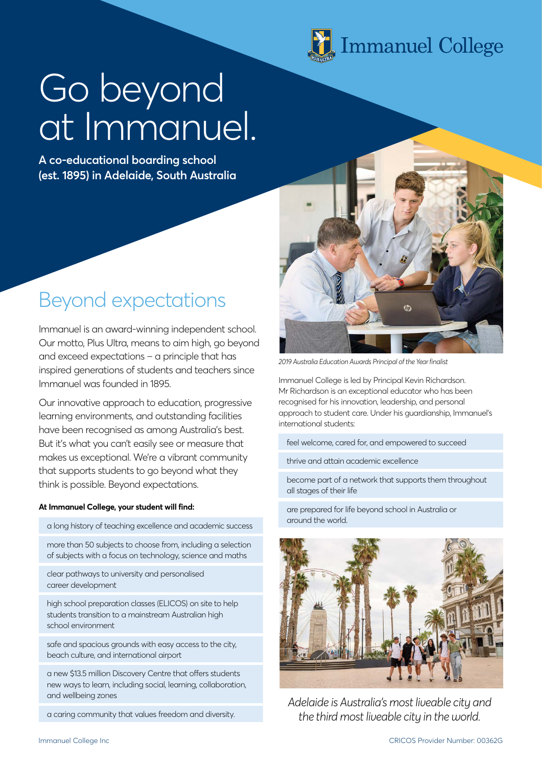Immanuel College

# Go beyond at Immanuel.

**A co-educational boarding school (est. 1895) in Adelaide, South Australia**

## Beyond expectations

Immanuel is an award-winning independent school. Our motto, Plus Ultra, means to aim high, go beyond and exceed expectations – a principle that has inspired generations of students and teachers since Immanuel was founded in 1895.

Our innovative approach to education, progressive learning environments, and outstanding facilities have been recognised as among Australia's best. But it's what you can't easily see or measure that makes us exceptional. We're a vibrant community that supports students to go beyond what they think is possible. Beyond expectations.

**At Immanuel College, your student will find:**

- a long history of teaching excellence and academic success
- more than 50 subjects to choose from, including a selection of subjects with a focus on technology, science and maths
- clear pathways to university and personalised career development
- high school preparation classes (ELICOS) on site to help students transition to a mainstream Australian high school environment
- safe and spacious grounds with easy access to the city, beach culture, and international airport
- a new $13.5 million Discovery Centre that offers students new ways to learn, including social, learning, collaboration, and wellbeing zones
- a caring community that values freedom and diversity.

*2019 Australia Education Awards Principal of the Year finalist*

Immanuel College is led by Principal Kevin Richardson. Mr Richardson is an exceptional educator who has been recognised for his innovation, leadership, and personal approach to student care. Under his guardianship, Immanuel's international students:

- feel welcome, cared for, and empowered to succeed
- thrive and attain academic excellence
- become part of a network that supports them throughout all stages of their life
- are prepared for life beyond school in Australia or around the world.

*Adelaide is Australia's most liveable city and the third most liveable city in the world.*

Immanuel College Inc

CRICOS Provider Number: 00362G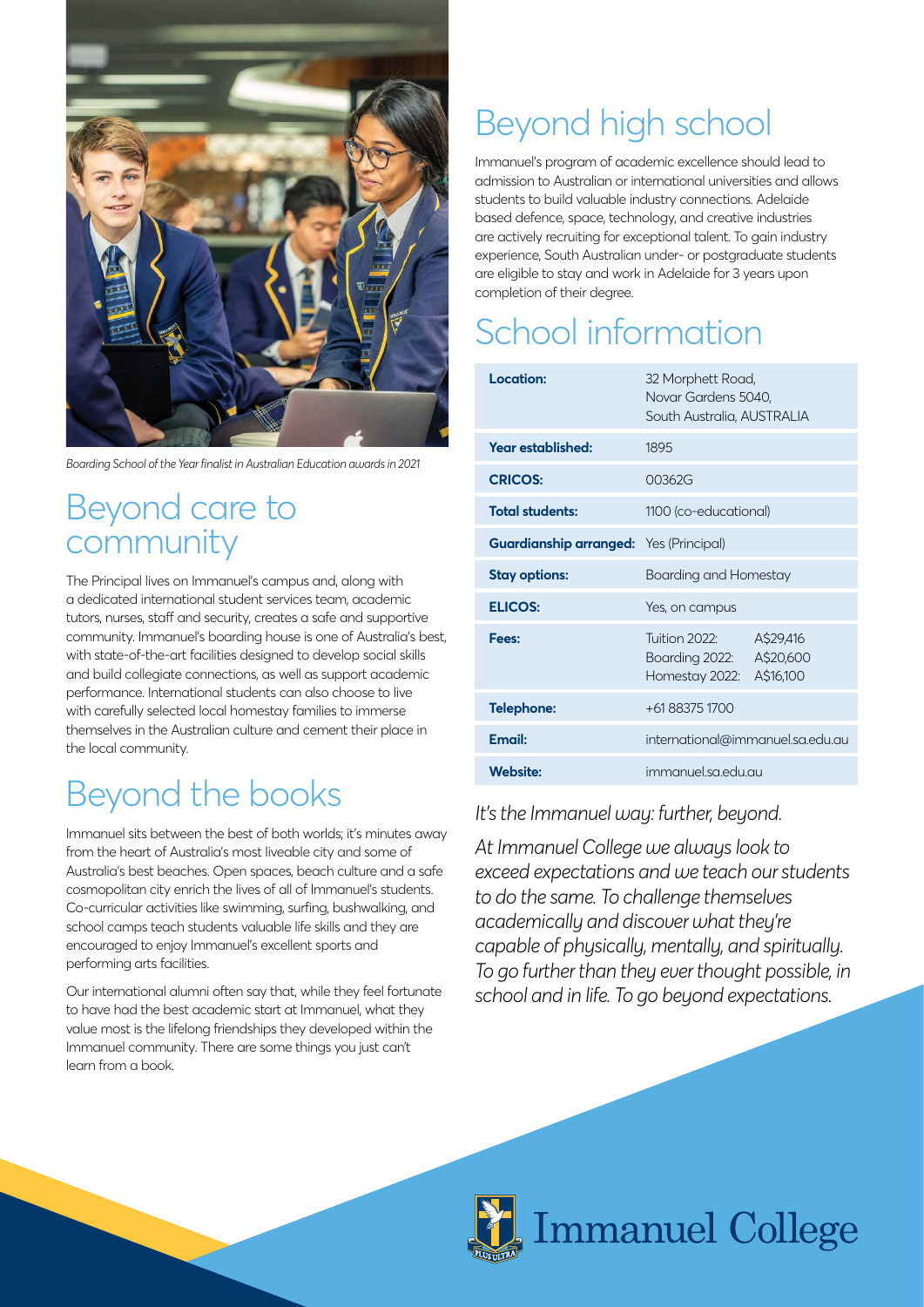*Boarding School of the Year finalist in Australian Education awards in 2021*

## Beyond care to community

The Principal lives on Immanuel's campus and, along with a dedicated international student services team, academic tutors, nurses, staff and security, creates a safe and supportive community. Immanuel's boarding house is one of Australia's best, with state-of-the-art facilities designed to develop social skills and build collegiate connections, as well as support academic performance. International students can also choose to live with carefully selected local homestay families to immerse themselves in the Australian culture and cement their place in the local community.

## Beyond the books

Immanuel sits between the best of both worlds; it's minutes away from the heart of Australia's most liveable city and some of Australia's best beaches. Open spaces, beach culture and a safe cosmopolitan city enrich the lives of all of Immanuel's students. Co-curricular activities like swimming, surfing, bushwalking, and school camps teach students valuable life skills and they are encouraged to enjoy Immanuel's excellent sports and performing arts facilities.

Our international alumni often say that, while they feel fortunate to have had the best academic start at Immanuel, what they value most is the lifelong friendships they developed within the Immanuel community. There are some things you just can't learn from a book.

## Beyond high school

Immanuel's program of academic excellence should lead to admission to Australian or international universities and allows students to build valuable industry connections. Adelaide based defence, space, technology, and creative industries are actively recruiting for exceptional talent. To gain industry experience, South Australian under- or postgraduate students are eligible to stay and work in Adelaide for 3 years upon completion of their degree.

## School information

| | |
|---|---|
| **Location:** | 32 Morphett Road, Novar Gardens 5040, South Australia, AUSTRALIA |
| **Year established:** | 1895 |
| **CRICOS:** | 00362G |
| **Total students:** | 1100 (co-educational) |
| **Guardianship arranged:** | Yes (Principal) |
| **Stay options:** | Boarding and Homestay |
| **ELICOS:** | Yes, on campus |
| **Fees:** | Tuition 2022: A$29,416<br>Boarding 2022: A$20,600<br>Homestay 2022: A$16,100 |
| **Telephone:** | +61 88375 1700 |
| **Email:** | international@immanuel.sa.edu.au |
| **Website:** | immanuel.sa.edu.au |

*It's the Immanuel way: further, beyond.*

*At Immanuel College we always look to exceed expectations and we teach our students to do the same. To challenge themselves academically and discover what they're capable of physically, mentally, and spiritually. To go further than they ever thought possible, in school and in life. To go beyond expectations.*

Immanuel College